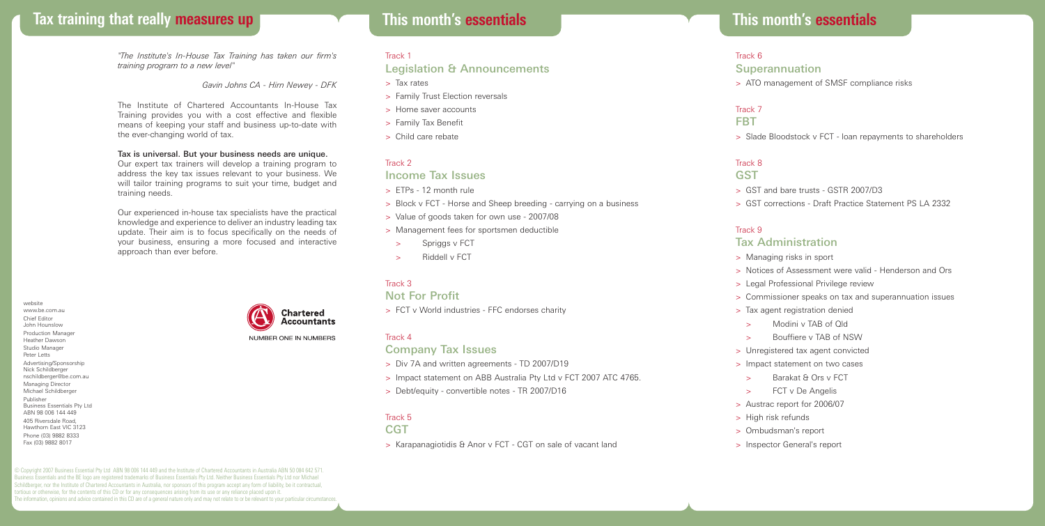## Tax training that really measures up

*"The Institute's In-House Tax Training has taken our firm's training program to a new level"*

*Gavin Johns CA - Hirn Newey - DFK*

The Institute of Chartered Accountants In-House Tax Training provides you with a cost effective and flexible means of keeping your staff and business up-to-date with the ever-changing world of tax.

**Tax is universal. But your business needs are unique.**
Our expert tax trainers will develop a training program to address the key tax issues relevant to your business. We will tailor training programs to suit your time, budget and training needs.

Our experienced in-house tax specialists have the practical knowledge and experience to deliver an industry leading tax update. Their aim is to focus specifically on the needs of your business, ensuring a more focused and interactive approach than ever before.

Chartered Accountants
NUMBER ONE IN NUMBERS

website
www.be.com.au
Chief Editor
John Hounslow
Production Manager
Heather Dawson
Studio Manager
Peter Letts
Advertising/Sponsorship
Nick Schildberger
nschildberger@be.com.au
Managing Director
Michael Schildberger
Publisher
Business Essentials Pty Ltd
ABN 98 006 144 449
405 Riversdale Road,
Hawthorn East VIC 3123
Phone (03) 9882 8333
Fax (03) 9882 8017

© Copyright 2007 Business Essential Pty Ltd ABN 98 006 144 449 and the Institute of Chartered Accountants in Australia ABN 50 084 642 571. Business Essentials and the BE logo are registered trademarks of Business Essentials Pty Ltd. Neither Business Essentials Pty Ltd nor Michael Schildberger, nor the Institute of Chartered Accountants in Australia, nor sponsors of this program accept any form of liability, be it contractual, tortious or otherwise, for the contents of this CD or for any consequences arising from its use or any reliance placed upon it. The information, opinions and advice contained in this CD are of a general nature only and may not relate to or be relevant to your particular circumstances.

## This month's essentials

Track 1
### Legislation & Announcements

- Tax rates
- Family Trust Election reversals
- Home saver accounts
- Family Tax Benefit
- Child care rebate

Track 2
### Income Tax Issues

- ETPs - 12 month rule
- Block v FCT - Horse and Sheep breeding - carrying on a business
- Value of goods taken for own use - 2007/08
- Management fees for sportsmen deductible
  - Spriggs v FCT
  - Riddell v FCT

Track 3
### Not For Profit

- FCT v World industries - FFC endorses charity

Track 4
### Company Tax Issues

- Div 7A and written agreements - TD 2007/D19
- Impact statement on ABB Australia Pty Ltd v FCT 2007 ATC 4765.
- Debt/equity - convertible notes - TR 2007/D16

Track 5
### CGT

- Karapanagiotidis & Anor v FCT - CGT on sale of vacant land

## This month's essentials

Track 6
### Superannuation

- ATO management of SMSF compliance risks

Track 7
### FBT

- Slade Bloodstock v FCT - loan repayments to shareholders

Track 8
### GST

- GST and bare trusts - GSTR 2007/D3
- GST corrections - Draft Practice Statement PS LA 2332

Track 9
### Tax Administration

- Managing risks in sport
- Notices of Assessment were valid - Henderson and Ors
- Legal Professional Privilege review
- Commissioner speaks on tax and superannuation issues
- Tax agent registration denied
  - Modini v TAB of Qld
  - Bouffiere v TAB of NSW
- Unregistered tax agent convicted
- Impact statement on two cases
  - Barakat & Ors v FCT
  - FCT v De Angelis
- Austrac report for 2006/07
- High risk refunds
- Ombudsman's report
- Inspector General's report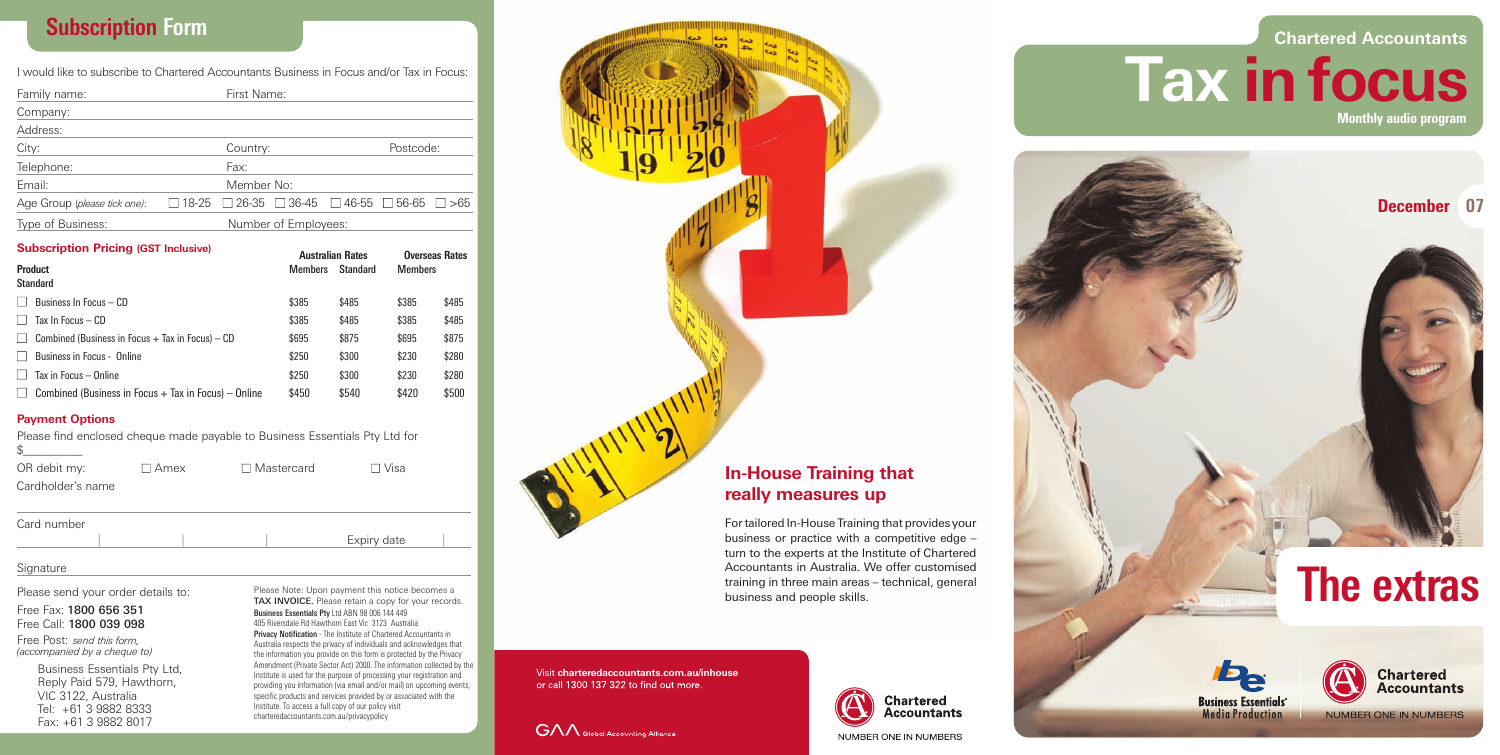## Subscription Form

I would like to subscribe to Chartered Accountants Business in Focus and/or Tax in Focus:

Family name: First Name:

Company:

Address:

City: Country: Postcode:

Telephone: Fax:

Email: Member No:

Age Group (*please tick one*): ☐ 18-25 ☐ 26-35 ☐ 36-45 ☐ 46-55 ☐ 56-65 ☐ >65

Type of Business: Number of Employees:

### Subscription Pricing (GST Inclusive)

| Product | Australian Rates | | Overseas Rates | |
|---|---|---|---|---|
| | Members | Standard | Members | Standard |
| ☐ Business In Focus – CD | $385 | $485 | $385 | $485 |
| ☐ Tax In Focus – CD | $385 | $485 | $385 | $485 |
| ☐ Combined (Business in Focus + Tax in Focus) – CD | $695 | $875 | $695 | $875 |
| ☐ Business in Focus - Online | $250 | $300 | $230 | $280 |
| ☐ Tax in Focus – Online | $250 | $300 | $230 | $280 |
| ☐ Combined (Business in Focus + Tax in Focus) – Online | $450 | $540 | $420 | $500 |

### Payment Options

Please find enclosed cheque made payable to Business Essentials Pty Ltd for $_________

OR debit my: ☐ Amex ☐ Mastercard ☐ Visa

Cardholder's name

Card number

Expiry date

Signature

Please send your order details to:

Free Fax: **1800 656 351**
Free Call: **1800 039 098**

Free Post: *send this form, (accompanied by a cheque to)*

Business Essentials Pty Ltd,
Reply Paid 579, Hawthorn,
VIC 3122, Australia
Tel: +61 3 9882 8333
Fax: +61 3 9882 8017

Please Note: Upon payment this notice becomes a **TAX INVOICE.** Please retain a copy for your records.
**Business Essentials Pty** Ltd ABN 98 006 144 449
405 Riversdale Rd Hawthorn East Vic 3123 Australia
**Privacy Notification** - The Institute of Chartered Accountants in Australia respects the privacy of individuals and acknowledges that the information you provide on this form is protected by the Privacy Amendment (Private Sector Act) 2000. The information collected by the Institute is used for the purpose of processing your registration and providing you information (via email and/or mail) on upcoming events, specific products and services provided by or associated with the Institute. To access a full copy of our policy visit charteredaccountants.com.au/privacypolicy

## In-House Training that really measures up

For tailored In-House Training that provides your business or practice with a competitive edge – turn to the experts at the Institute of Chartered Accountants in Australia. We offer customised training in three main areas – technical, general business and people skills.

Visit **charteredaccountants.com.au/inhouse** or call 1300 137 322 to find out more.

Chartered Accountants
NUMBER ONE IN NUMBERS

GAA Global Accounting Alliance

# Chartered Accountants Tax in focus

**Monthly audio program**

**December 07**

# The extras

Business Essentials Media Production

Chartered Accountants
NUMBER ONE IN NUMBERS